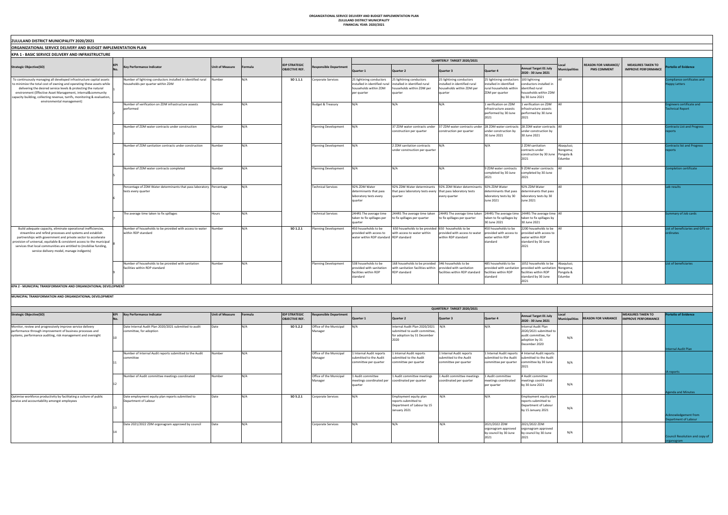# ORGANIZATIONAL SERVICE DELIVERY AND BUDGET IMPLEMENTATION PLAN
## ZULULAND DISTRICT MUNICIPALITY
## FINANCIAL YEAR: 2020/2021

**ZULULAND DISTRICT MUNICIPALITY 2020/2021**

**ORGANIZATIONAL SERVICE DELIVERY AND BUDGET IMPLEMENTATION PLAN**

**KPA 1 - BASIC SERVICE DELIVERY AND INFRASTRUCTURE**

| Strategic Objective(SO) | KPI No. | Key Performance Indicator | Unit of Measure | Formula | IDP STRATEGIC OBJECTIVE REF. | Responsible Department | QUARTERLY TARGET 2020/2021 | | | | | Local Municipalities | REASON FOR VARIANCE/ PMS COMMENT | MEASURES TAKEN TO IMPROVE PERFORMANCE | Portolio of Evidence |
|---|---|---|---|---|---|---|---|---|---|---|---|---|---|---|---|
| | | | | | | | Quarter 1 | Quarter 2 | Quarter 3 | Quarter 4 | Annual Target 01 July 2020 - 30 June 2021 | | | | |
| To continuously managing all developed infrastructure capital assets to minimize the total cost of owning and operating these assets while delivering the desired service levels & protecting the natural environment (Effective Asset Management, internal&community capacity building, collecting revenue, tarrifs, monitoring & evaluation, environmental management) | 1 | Number of lightning conductors installed in identified rural households per quarter within ZDM | Number | N/A | SO 1.1.1 | Corporate Services | 25 lightning conductors installed in identified rural households within ZDM per quarter | 25 lightning conductors installed in identified rural households within ZDM per quarter | 25 lightning conductors installed in identified rural households within ZDM per quarter | 25 lightning conductors installed in identified rural households within ZDM per quarter | 100 lightning conductors installed in identified rural households within ZDM by 30 June 2021 | All | | | Compliance certificates and Happy Letters |
| | 2 | Number of verification on ZDM infrastructure assets performed | Number | N/A | | Budget & Treasury | N/A | N/A | N/A | 1 verification on ZDM infrastructure assests performed by 30 June 2021 | 1 verification on ZDM infrastructure assests performed by 30 June 2021 | All | | | Engineers certificate and Technical Report |
| | 3 | Number of ZDM water contracts under construction | Number | N/A | | Planning Development | N/A | 37 ZDM water contracts under construction per quarter | 37 ZDM water contracts under construction per quarter | 28 ZDM water contracts under construction by 30 June 2021 | 28 ZDM water contracts under construction by 30 June 2021 | All | | | Contracts List and Progress reports |
| | 4 | Number of ZDM sanitation contracts under construction | Number | N/A | | Planning Development | N/A | 2 ZDM sanitation contracts under construction per quarter | N/A | N/A | 2 ZDM sanitation contracts under construction by 30 June 2021 | Abaqulusi; Nongoma; Pongola & Edumbe | | | Contracts list and Progress reports |
| | 5 | Number of ZDM water contracts completed | Number | N/A | | Planning Development | N/A | N/A | N/A | 9 ZDM water contracts completed by 30 June 2021 | 9 ZDM water contracts completed by 30 June 2021 | All | | | Completion certificate |
| | 6 | Percentage of ZDM Water determinants that pass laboratory tests every quarter | Percentage | N/A | | Technical Services | 92% ZDM Water determinants that pass laboratory tests every quarter | 92% ZDM Water determinants that pass laboratory tests every quarter | 92% ZDM Water determinants that pass laboratory tests every quarter | 92% ZDM Water determinants that pass laboratory tests by 30 June 2021 | 92% ZDM Water determinants that pass laboratory tests by 30 June 2021 | All | | | Lab results |
| | 7 | The average time taken to fix spillages | Hours | N/A | | Technical Services | 24HRS The average time taken to fix spillages per quarter | 24HRS The average time taken to fix spillages per quarter | 24HRS The average time taken to fix spillages per quarter | 24HRS The average time taken to fix spillages by 30 June 2021 | 24HRS The average time taken to fix spillages by 30 June 2021 | All | | | Summary of Job cards |
| Build adequate capacity, eliminate operational inefficiencies, streamline and refind processes and systems and establish partnerships with government and private sector to accelerate provision of universal, equitable & consistent access to the municipal services that local communities are entitled to (mobilise funding, service delivery model, manage indigents) | 8 | Number of households to be provided with access to water within RDP standard | Number | N/A | SO 1.2.1 | Planning Development | 450 households to be provided with access to water within RDP standard | 650 households to be provided with access to water within RDP standard | 650 households to be provided with access to water within RDP standard | 450 households to be provided with access to water within RDP standard | 2200 households to be provided with access to water within RDP standard by 30 June 2021 | All | | | List of beneficiaries and GPS co-ordinates |
| | 9 | Number of households to be provided with sanitation facilities within RDP standard | Number | N/A | | Planning Development | 538 households to be provided with sanitation facilities within RDP standard | 168 households to be provided with sanitation facilities within RDP standard | 346 households to be provided with sanitation facilities within RDP standard | 485 households to be provided with sanitation facilities within RDP standard | 1052 households to be provided with sanitation facilities within RDP standard by 30 June 2021 | Abaqulusi; Nongoma; Pongola & Edumbe | | | List of beneficiaries |

**KPA 2 - MUNICIPAL TRANSFORMATION AND ORGANIZATIONAL DEVELOPMENT**

**MUNICIPAL TRANSFORMATION AND ORGANIZATIONAL DEVELOPMENT**

| Strategic Objective(SO) | KPI No. | Key Performance Indicator | Unit of Measure | Formula | IDP STRATEGIC OBJECTIVE REF. | Responsible Department | QUARTERLY TARGET 2020/2021 | | | | | Local Municipalities | REASON FOR VARIANCE | MEASURES TAKEN TO IMPROVE PERFORMANCE | Portolio of Evidence |
|---|---|---|---|---|---|---|---|---|---|---|---|---|---|---|---|
| | | | | | | | Quarter 1 | Quarter 2 | Quarter 3 | Quarter 4 | Annual Target 01 July 2020 - 30 June 2021 | | | | |
| Monitor, review and progressively improve service delivery performance through improvement of business processes and systems, performance auditing, risk management and oversight | 10 | Date Internal Audit Plan 2020/2021 submitted to audit committee, for adoption | Date | N/A | SO 5.2.2 | Office of the Municipal Manager | N/A | Internal Audit Plan 2020/2021 submitted to audit committee, for adoption by 31 December 2020 | N/A | N/A | Internal Audit Plan 2020/2021 submitted to audit committee, for adoption by 31 December 2020 | N/A | | | Internal Audit Plan |
| | 11 | Number of Internal Audit reports submitted to the Audit committee | Number | N/A | | Office of the Municipal Manager | 1 Internal Audit reports submitted to the Audit committee per quarter | 1 Internal Audit reports submitted to the Audit committee per quarter | 1 Internal Audit reports submitted to the Audit committee per quarter | 1 Internal Audit reports submitted to the Audit committee per quarter | 4 Internal Audit reports submitted to the Audit committee by 30 June 2021 | N/A | | | IA reports |
| | 12 | Number of Audit committee meetings coordinated | Number | N/A | | Office of the Municipal Manager | 1 Audit committee meetings coordinated per quarter | 1 Audit committee meetings coordinated per quarter | 1 Audit committee meetings coordinated per quarter | 1 Audit committee meetings coordinated per quarter | 4 Audit committee meetings coordinated by 30 June 2021 | N/A | | | Agenda and Minutes |
| Optimise workforce productivity by facilitating a culture of public service and accountability amongst employees | 13 | Date employment equity plan reports submitted to Department of Labour | Date | N/A | SO 5.2.1 | Corporate Services | N/A | Employment equity plan reports submitted to Department of Labour by 15 January 2021 | N/A | N/A | Employment equity plan reports submitted to Department of Labour by 15 January 2021 | N/A | | | Acknowledgement from Department of Labour |
| | 14 | Date 2021/2022 ZDM orgonagram approved by council | Date | N/A | | Corporate Services | N/A | N/A | N/A | 2021/2022 ZDM orgonagram approved by council by 30 June 2021 | 2021/2022 ZDM orgonagram approved by council by 30 June 2021 | N/A | | | Council Resolution and copy of organogram |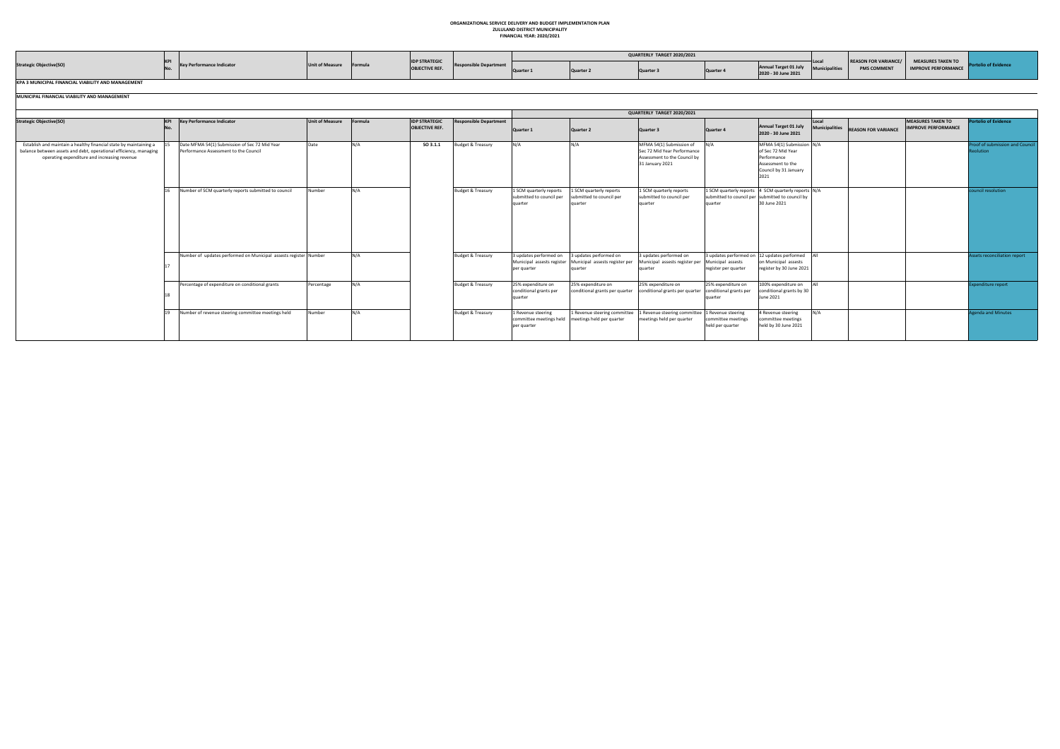**ORGANIZATIONAL SERVICE DELIVERY AND BUDGET IMPLEMENTATION PLAN**
**ZULULAND DISTRICT MUNICIPALITY**
**FINANCIAL YEAR: 2020/2021**

| Strategic Objective(SO) | KPI No. | Key Performance Indicator | Unit of Measure | Formula | IDP STRATEGIC OBJECTIVE REF. | Responsible Department | QUARTERLY TARGET 2020/2021 | | | | | Local Municipalities | REASON FOR VARIANCE/ PMS COMMENT | MEASURES TAKEN TO IMPROVE PERFORMANCE | Portolio of Evidence |
|---|---|---|---|---|---|---|---|---|---|---|---|---|---|---|---|
| | | | | | | | Quarter 1 | Quarter 2 | Quarter 3 | Quarter 4 | Annual Target 01 July 2020 - 30 June 2021 | | | | |

**KPA 3 MUNICIPAL FINANCIAL VIABILITY AND MANAGEMENT**

**MUNICIPAL FINANCIAL VIABILITY AND MANAGEMENT**

| Strategic Objective(SO) | KPI No. | Key Performance Indicator | Unit of Measure | Formula | IDP STRATEGIC OBJECTIVE REF. | Responsible Department | QUARTERLY TARGET 2020/2021 | | | | | Local Municipalities | REASON FOR VARIANCE | MEASURES TAKEN TO IMPROVE PERFORMANCE | Portolio of Evidence |
|---|---|---|---|---|---|---|---|---|---|---|---|---|---|---|---|
| | | | | | | | Quarter 1 | Quarter 2 | Quarter 3 | Quarter 4 | Annual Target 01 July 2020 - 30 June 2021 | | | | |
| Establish and maintain a healthy financial state by maintaining a balance between assets and debt, operational efficiency, managing operating expenditure and increasing revenue | 15 | Date MFMA 54(1) Submission of Sec 72 Mid Year Performance Assessment to the Council | Date | N/A | SO 3.1.1 | Budget & Treasury | N/A | N/A | MFMA 54(1) Submission of Sec 72 Mid Year Performance Assessment to the Council by 31 January 2021 | N/A | MFMA 54(1) Submission of Sec 72 Mid Year Performance Assessment to the Council by 31 January 2021 | N/A | | | Proof of submission and Council Reolution |
| | 16 | Number of SCM quarterly reports submitted to council | Number | N/A | | Budget & Treasury | 1 SCM quarterly reports submitted to council per quarter | 1 SCM quarterly reports submitted to council per quarter | 1 SCM quarterly reports submitted to council per quarter | 1 SCM quarterly reports submitted to council per quarter | 4 SCM quarterly reports submitted to council by 30 June 2021 | N/A | | | council resolution |
| | 17 | Number of updates performed on Municipal assests register | Number | N/A | | Budget & Treasury | 3 updates performed on Municipal assests register per quarter | 3 updates performed on Municipal assests register per quarter | 3 updates performed on Municipal assests register per quarter | 3 updates performed on Municipal assests register per quarter | 12 updates performed on Municipal assests register by 30 June 2021 | All | | | Assets reconciliation report |
| | 18 | Percentage of expenditure on conditional grants | Percentage | N/A | | Budget & Treasury | 25% expenditure on conditional grants per quarter | 25% expenditure on conditional grants per quarter | 25% expenditure on conditional grants per quarter | 25% expenditure on conditional grants per quarter | 100% expenditure on conditional grants by 30 June 2021 | All | | | Expenditure report |
| | 19 | Number of revenue steering committee meetings held | Number | N/A | | Budget & Treasury | 1 Revenue steering committee meetings held per quarter | 1 Revenue steering committee meetings held per quarter | 1 Revenue steering committee meetings held per quarter | 1 Revenue steering committee meetings held per quarter | 4 Revenue steering committee meetings held by 30 June 2021 | N/A | | | Agenda and Minutes |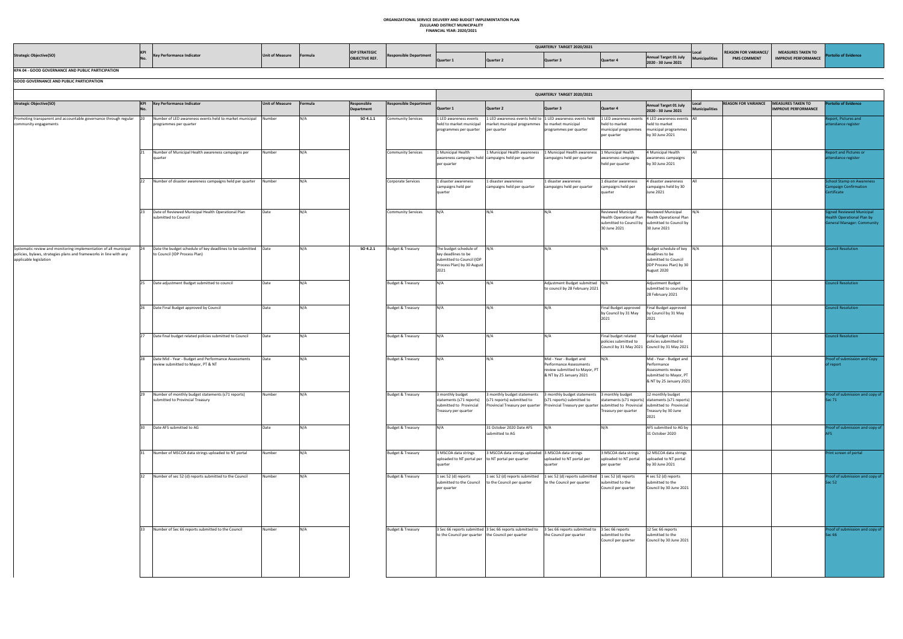# ORGANIZATIONAL SERVICE DELIVERY AND BUDGET IMPLEMENTATION PLAN
## ZULULAND DISTRICT MUNICIPALITY
## FINANCIAL YEAR: 2020/2021

| Strategic Objective(SO) | KPI No. | Key Performance Indicator | Unit of Measure | Formula | IDP STRATEGIC OBJECTIVE REF. | Responsible Department | QUARTERLY TARGET 2020/2021 | | | | | Local Municipalities | REASON FOR VARIANCE/ PMS COMMENT | MEASURES TAKEN TO IMPROVE PERFORMANCE | Portolio of Evidence |
|---|---|---|---|---|---|---|---|---|---|---|---|---|---|---|---|
| | | | | | | | Quarter 1 | Quarter 2 | Quarter 3 | Quarter 4 | Annual Target 01 July 2020 - 30 June 2021 | | | | |

**KPA 04 - GOOD GOVERNANCE AND PUBLIC PARTICIPATION**

**GOOD GOVERNANCE AND PUBLIC PARTICIPATION**

| Strategic Objective(SO) | KPI No. | Key Performance Indicator | Unit of Measure | Formula | Responsible Department | Responsible Department | QUARTERLY TARGET 2020/2021 | | | | | Local Municipalities | REASON FOR VARIANCE | MEASURES TAKEN TO IMPROVE PERFORMANCE | Portolio of Evidence |
|---|---|---|---|---|---|---|---|---|---|---|---|---|---|---|---|
| | | | | | | | Quarter 1 | Quarter 2 | Quarter 3 | Quarter 4 | Annual Target 01 July 2020 - 30 June 2021 | | | | |
| Promoting transparent and accountable governance through regular community engagements | 20 | Number of LED awareness events held to market municipal programmes per quarter | Number | N/A | SO 4.1.1 | Community Services | 1 LED awareness events held to market municipal programmes per quarter | 1 LED awareness events held to market municipal programmes per quarter | 1 LED awareness events held to market municipal programmes per quarter | 1 LED awareness events held to market municipal programmes per quarter | 4 LED awareness events held to market municipal programmes by 30 June 2021 | All | | | Report, Pictures and attendance register |
| | 21 | Number of Municipal Health awareness campaigns per quarter | Number | N/A | | Community Services | 1 Municipal Health awareness campaigns held per quarter | 1 Municipal Health awareness campaigns held per quarter | 1 Municipal Health awareness campaigns held per quarter | 1 Municipal Health awareness campaigns held per quarter | 4 Municipal Health awareness campaigns by 30 June 2021 | All | | | Report and Pictures or attendance register |
| | 22 | Number of disaster awareness campaigns held per quarter | Number | N/A | | Corporate Services | 1 disaster awareness campaigns held per quarter | 1 disaster awareness campaigns held per quarter | 1 disaster awareness campaigns held per quarter | 1 disaster awareness campaigns held per quarter | 4 disaster awareness campaigns held by 30 June 2021 | All | | | School Stamp on Awareness Campaign Confirmation Certificate |
| | 23 | Date of Reviewed Municipal Health Operational Plan submitted to Council | Date | N/A | | Community Services | N/A | N/A | N/A | Reviewed Municipal Health Operational Plan submitted to Council by 30 June 2021 | Reviewed Municipal Health Operational Plan submitted to Council by 30 June 2021 | N/A | | | Signed Reviewed Municipal Health Operational Plan by General Manager: Community |
| Systematic review and monitoring implementation of all municipal policies, bylaws, strategies plans and frameworks in line with any applicable legislation | 24 | Date the budget schedule of key deadlines to be submitted to Council (IDP Process Plan) | Date | N/A | SO 4.2.1 | Budget & Treasury | The budget schedule of key deadlines to be submitted to Council (IDP Process Plan) by 30 August 2021 | N/A | N/A | N/A | Budget schedule of key deadlines to be submitted to Council (IDP Process Plan) by 30 August 2020 | N/A | | | Council Resolution |
| | 25 | Date adjustment Budget submitted to council | Date | N/A | | Budget & Treasury | N/A | N/A | Adjustment Budget submitted to council by 28 February 2021 | N/A | Adjustment Budget submitted to council by 28 February 2021 | | | | Council Resolution |
| | 26 | Date Final Budget approved by Council | Date | N/A | | Budget & Treasury | N/A | N/A | N/A | Final Budget approved by Council by 31 May 2021 | Final Budget approved by Council by 31 May 2021 | | | | Council Resolution |
| | 27 | Date final budget related policies submitted to Council | Date | N/A | | Budget & Treasury | N/A | N/A | N/A | Final budget related policies submitted to Council by 31 May 2021 | Final budget related policies submitted to Council by 31 May 2021 | | | | Council Resolution |
| | 28 | Date Mid - Year - Budget and Performance Assessments review submitted to Mayor, PT & NT | Date | N/A | | Budget & Treasury | N/A | N/A | Mid - Year - Budget and Performance Assessments review submitted to Mayor, PT & NT by 25 January 2021 | N/A | Mid - Year - Budget and Performance Assessments review submitted to Mayor, PT & NT by 25 January 2021 | | | | Proof of submission and Copy of report |
| | 29 | Number of monthly budget statements (s71 reports) submitted to Provincial Treasury | Number | N/A | | Budget & Treasury | 3 monthly budget statements (s71 reports) submitted to Provincial Treasury per quarter | 3 monthly budget statements (s71 reports) submitted to Provincial Treasury per quarter | 3 monthly budget statements (s71 reports) submitted to Provincial Treasury per quarter | 3 monthly budget statements (s71 reports) submitted to Provincial Treasury per quarter | 12 monthly budget statements (s71 reports) submitted to Provincial Treasury by 30 June 2021 | | | | Proof of submission and copy of Sec 71 |
| | 30 | Date AFS submitted to AG | Date | N/A | | Budget & Treasury | N/A | 31 October 2020 Date AFS submitted to AG | N/A | N/A | AFS submitted to AG by 31 October 2020 | | | | Proof of submission and copy of AFS |
| | 31 | Number of MSCOA data strings uploaded to NT portal | Number | N/A | | Budget & Treasury | 3 MSCOA data strings uploaded to NT portal per quarter | 3 MSCOA data strings uploaded to NT portal per quarter | 3 MSCOA data strings uploaded to NT portal per quarter | 3 MSCOA data strings uploaded to NT portal per quarter | 12 MSCOA data strings uploaded to NT portal by 30 June 2021 | | | | Print screen of portal |
| | 32 | Number of sec 52 (d) reports submitted to the Council | Number | N/A | | Budget & Treasury | 1 sec 52 (d) reports submitted to the Council per quarter | 1 sec 52 (d) reports submitted to the Council per quarter | 1 sec 52 (d) reports submitted to the Council per quarter | 1 sec 52 (d) reports submitted to the Council per quarter | 4 sec 52 (d) reports submitted to the Council by 30 June 2021 | | | | Proof of submission and copy of Sec 52 |
| | 33 | Number of Sec 66 reports submitted to the Council | Number | N/A | | Budget & Treasury | 3 Sec 66 reports submitted to the Council per quarter | 3 Sec 66 reports submitted to the Council per quarter | 3 Sec 66 reports submitted to the Council per quarter | 3 Sec 66 reports submitted to the Council per quarter | 12 Sec 66 reports submitted to the Council by 30 June 2021 | | | | Proof of submission and copy of Sec 66 |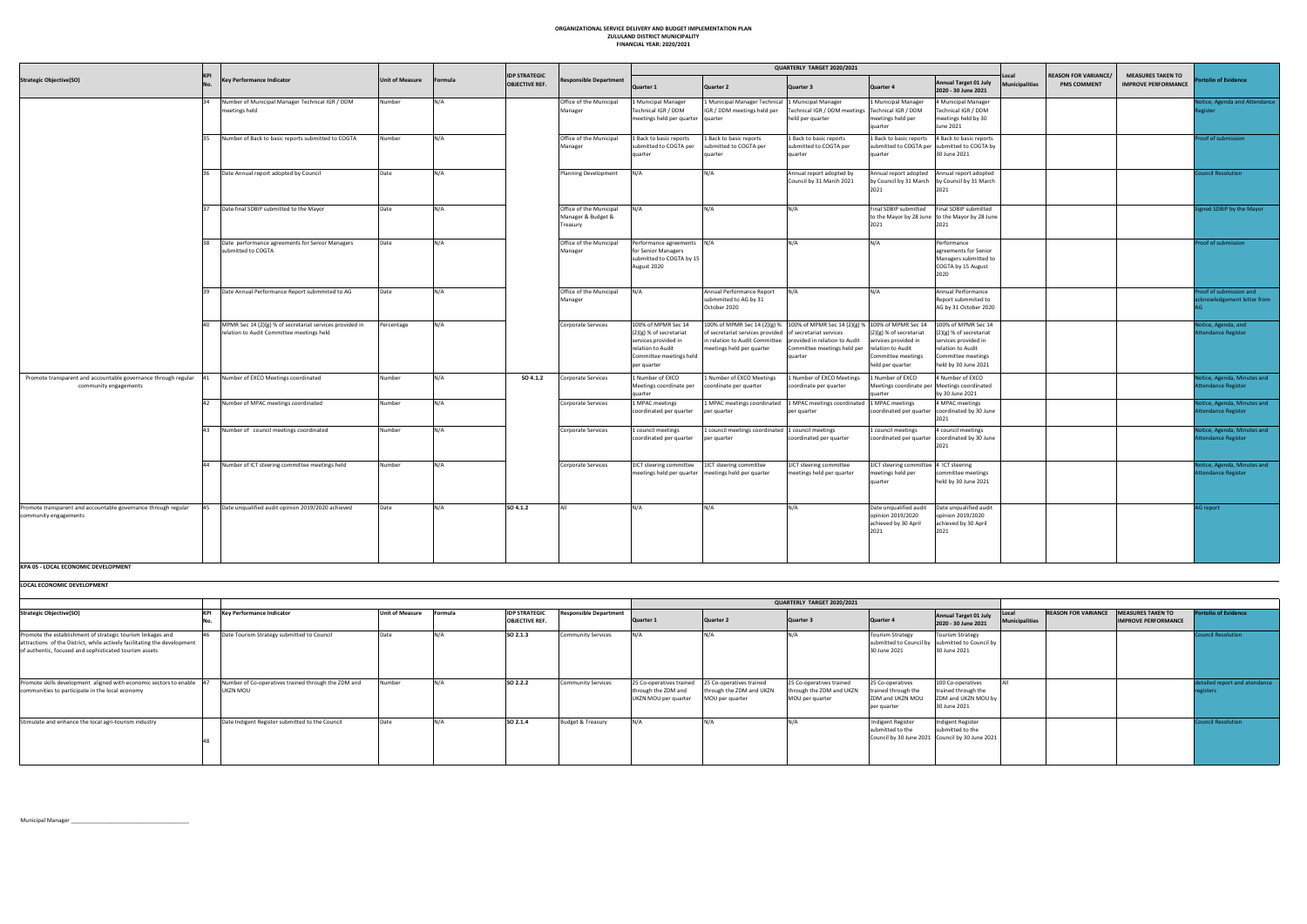# ORGANIZATIONAL SERVICE DELIVERY AND BUDGET IMPLEMENTATION PLAN
## ZULULAND DISTRICT MUNICIPALITY
## FINANCIAL YEAR: 2020/2021

| Strategic Objective(SO) | KPI No. | Key Performance Indicator | Unit of Measure | Formula | IDP STRATEGIC OBJECTIVE REF. | Responsible Department | QUARTERLY TARGET 2020/2021 | | | | | Local Municipalities | REASON FOR VARIANCE/ PMS COMMENT | MEASURES TAKEN TO IMPROVE PERFORMANCE | Portolio of Evidence |
|---|---|---|---|---|---|---|---|---|---|---|---|---|---|---|---|
| | | | | | | | Quarter 1 | Quarter 2 | Quarter 3 | Quarter 4 | Annual Target 01 July 2020 - 30 June 2021 | | | | |
| | 34 | Number of Municipal Manager Technical IGR / DDM meetings held | Number | N/A | | Office of the Municipal Manager | 1 Municipal Manager Technical IGR / DDM meetings held per quarter | 1 Municipal Manager Technical IGR / DDM meetings held per quarter | 1 Municipal Manager Technical IGR / DDM meetings held per quarter | 1 Municipal Manager Technical IGR / DDM meetings held per quarter | 4 Municipal Manager Technical IGR / DDM meetings held by 30 June 2021 | | | | Notice, Agenda and Attendance Register |
| | 35 | Number of Back to basic reports submitted to COGTA | Number | N/A | | Office of the Municipal Manager | 1 Back to basic reports submitted to COGTA per quarter | 1 Back to basic reports submitted to COGTA per quarter | 1 Back to basic reports submitted to COGTA per quarter | 1 Back to basic reports submitted to COGTA per quarter | 4 Back to basic reports submitted to COGTA by 30 June 2021 | | | | Proof of submission |
| | 36 | Date Annual report adopted by Council | Date | N/A | | Planning Development | N/A | N/A | Annual report adopted by Council by 31 March 2021 | Annual report adopted by Council by 31 March 2021 | Annual report adopted by Council by 31 March 2021 | | | | Council Resolution |
| | 37 | Date final SDBIP submitted to the Mayor | Date | N/A | | Office of the Municipal Manager & Budget & Treasury | N/A | N/A | N/A | Final SDBIP submitted to the Mayor by 28 June 2021 | Final SDBIP submitted to the Mayor by 28 June 2021 | | | | Signed SDBIP by the Mayor |
| | 38 | Date performance agreements for Senior Managers submitted to COGTA | Date | N/A | | Office of the Municipal Manager | Performance agreements for Senior Managers submitted to COGTA by 15 August 2020 | N/A | N/A | N/A | Performance agreements for Senior Managers submitted to COGTA by 15 August 2020 | | | | Proof of submission |
| | 39 | Date Annual Performance Report submitted to AG | Date | N/A | | Office of the Municipal Manager | N/A | Annual Performance Report submmited to AG by 31 October 2020 | N/A | N/A | Annual Performance Report submmited to AG by 31 October 2020 | | | | Proof of submission and acknowledgement letter from AG |
| | 40 | MPMR Sec 14 (2)(g) % of secretariat services provided in relation to Audit Committee meetings held | Percentage | N/A | | Corporate Services | 100% of MPMR Sec 14 (2)(g) % of secretariat services provided in relation to Audit Committee meetings held per quarter | 100% of MPMR Sec 14 (2)(g) % of secretariat services provided in relation to Audit Committee meetings held per quarter | 100% of MPMR Sec 14 (2)(g) % of secretariat services provided in relation to Audit Committee meetings held per quarter | 100% of MPMR Sec 14 (2)(g) % of secretariat services provided in relation to Audit Committee meetings held per quarter | 100% of MPMR Sec 14 (2)(g) % of secretariat services provided in relation to Audit Committee meetings held by 30 June 2021 | | | | Notice, Agenda, and Attendance Register |
| Promote transparent and accountable governance through regular community engagements | 41 | Number of EXCO Meetings coordinated | Number | N/A | SO 4.1.2 | Corporate Services | 1 Number of EXCO Meetings coordinate per quarter | 1 Number of EXCO Meetings coordinate per quarter | 1 Number of EXCO Meetings coordinate per quarter | 1 Number of EXCO Meetings coordinate per quarter | 4 Number of EXCO Meetings coordinated by 30 June 2021 | | | | Notice, Agenda, Minutes and Attendance Register |
| | 42 | Number of MPAC meetings coordinated | Number | N/A | | Corporate Services | 1 MPAC meetings coordinated per quarter | 1 MPAC meetings coordinated per quarter | 1 MPAC meetings coordinated per quarter | 1 MPAC meetings coordinated per quarter | 4 MPAC meetings coordinated by 30 June 2021 | | | | Notice, Agenda, Minutes and Attendance Register |
| | 43 | Number of council meetings coordinated | Number | N/A | | Corporate Services | 1 council meetings coordinated per quarter | 1 council meetings coordinated per quarter | 1 council meetings coordinated per quarter | 1 council meetings coordinated per quarter | 4 council meetings coordinated by 30 June 2021 | | | | Notice, Agenda, Minutes and Attendance Register |
| | 44 | Number of ICT steering committee meetings held | Number | N/A | | Corporate Services | 1ICT steering committee meetings held per quarter | 1ICT steering committee meetings held per quarter | 1ICT steering committee meetings held per quarter | 1ICT steering committee meetings held per quarter | 4 ICT steering committee meetings held by 30 June 2021 | | | | Notice, Agenda, Minutes and Attendance Register |
| Promote transparent and accountable governance through regular community engagements | 45 | Date unqualified audit opinion 2019/2020 achieved | Date | N/A | SO 4.1.2 | All | N/A | N/A | N/A | Date unqualified audit opinion 2019/2020 achieved by 30 April 2021 | Date unqualified audit opinion 2019/2020 achieved by 30 April 2021 | | | | AG report |

**KPA 05 - LOCAL ECONOMIC DEVELOPMENT**

**LOCAL ECONOMIC DEVELOPMENT**

| Strategic Objective(SO) | KPI No. | Key Performance Indicator | Unit of Measure | Formula | IDP STRATEGIC OBJECTIVE REF. | Responsible Department | QUARTERLY TARGET 2020/2021 | | | | | Local Municipalities | REASON FOR VARIANCE | MEASURES TAKEN TO IMPROVE PERFORMANCE | Portolio of Evidence |
|---|---|---|---|---|---|---|---|---|---|---|---|---|---|---|---|
| | | | | | | | Quarter 1 | Quarter 2 | Quarter 3 | Quarter 4 | Annual Target 01 July 2020 - 30 June 2021 | | | | |
| Promote the establishment of strategic tourism linkages and attractions of the District, while actively facilitating the development of authentic, focused and sophisticated tourism assets | 46 | Date Tourism Strategy submitted to Council | Date | N/A | SO 2.1.3 | Community Services | N/A | N/A | N/A | Tourism Strategy submitted to Council by 30 June 2021 | Tourism Strategy submitted to Council by 30 June 2021 | | | | Council Resolution |
| Promote skills development aligned with economic sectors to enable communities to participate in the local economy | 47 | Number of Co-operatives trained through the ZDM and UKZN MOU | Number | N/A | SO 2.2.2 | Community Services | 25 Co-operatives trained through the ZDM and UKZN MOU per quarter | 25 Co-operatives trained through the ZDM and UKZN MOU per quarter | 25 Co-operatives trained through the ZDM and UKZN MOU per quarter | 25 Co-operatives trained through the ZDM and UKZN MOU per quarter | 100 Co-operatives trained through the ZDM and UKZN MOU by 30 June 2021 | All | | | detailed report and atendance registers |
| Stimulate and enhance the local agri-tourism industry | 48 | Date Indigent Register submitted to the Council | Date | N/A | SO 2.1.4 | Budget & Treasury | N/A | N/A | N/A | Indigent Register submitted to the Council by 30 June 2021 | Indigent Register submitted to the Council by 30 June 2021 | | | | Council Resolution |

Municipal Manager ________________________________